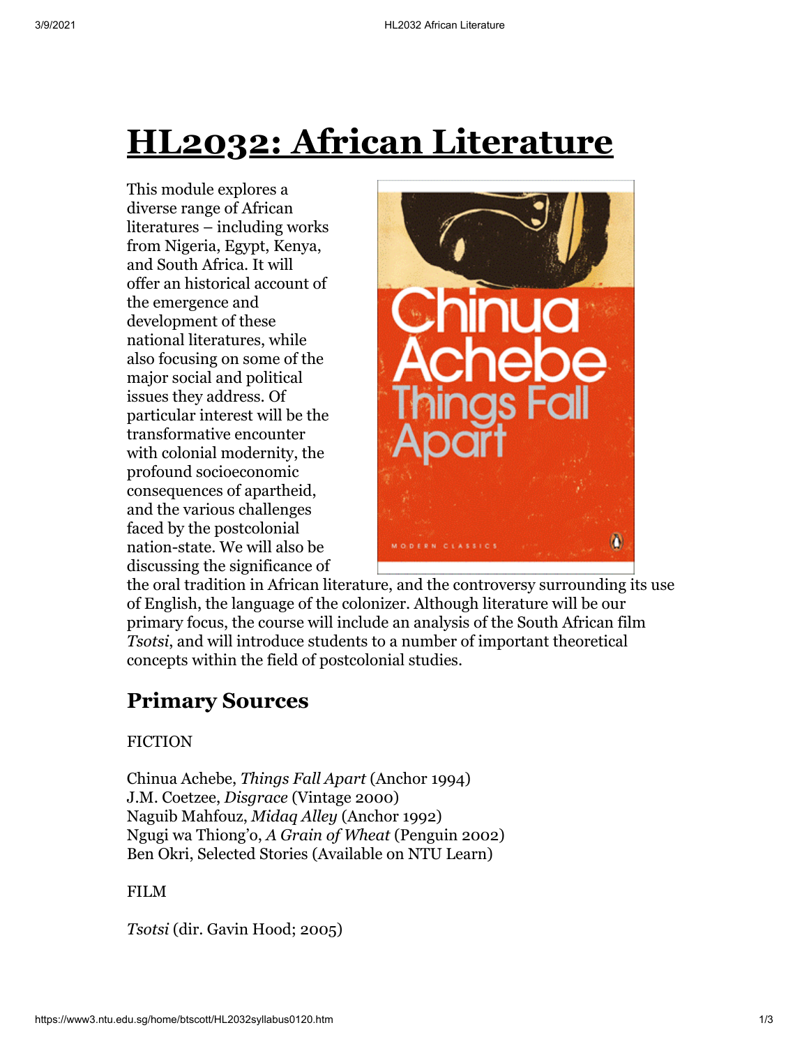# HL2032: African Literature

This module explores a diverse range of African literatures – including works from Nigeria, Egypt, Kenya, and South Africa. It will offer an historical account of the emergence and development of these national literatures, while also focusing on some of the major social and political issues they address. Of particular interest will be the transformative encounter with colonial modernity, the profound socioeconomic consequences of apartheid, and the various challenges faced by the postcolonial nation-state. We will also be discussing the significance of the oral tradition in African literature, and the controversy surrounding its use of English, the language of the colonizer. Although literature will be our primary focus, the course will include an analysis of the South African film *Tsotsi*, and will introduce students to a number of important theoretical concepts within the field of postcolonial studies.

## Primary Sources

FICTION

Chinua Achebe, *Things Fall Apart* (Anchor 1994)
J.M. Coetzee, *Disgrace* (Vintage 2000)
Naguib Mahfouz, *Midaq Alley* (Anchor 1992)
Ngugi wa Thiong'o, *A Grain of Wheat* (Penguin 2002)
Ben Okri, Selected Stories (Available on NTU Learn)

FILM

*Tsotsi* (dir. Gavin Hood; 2005)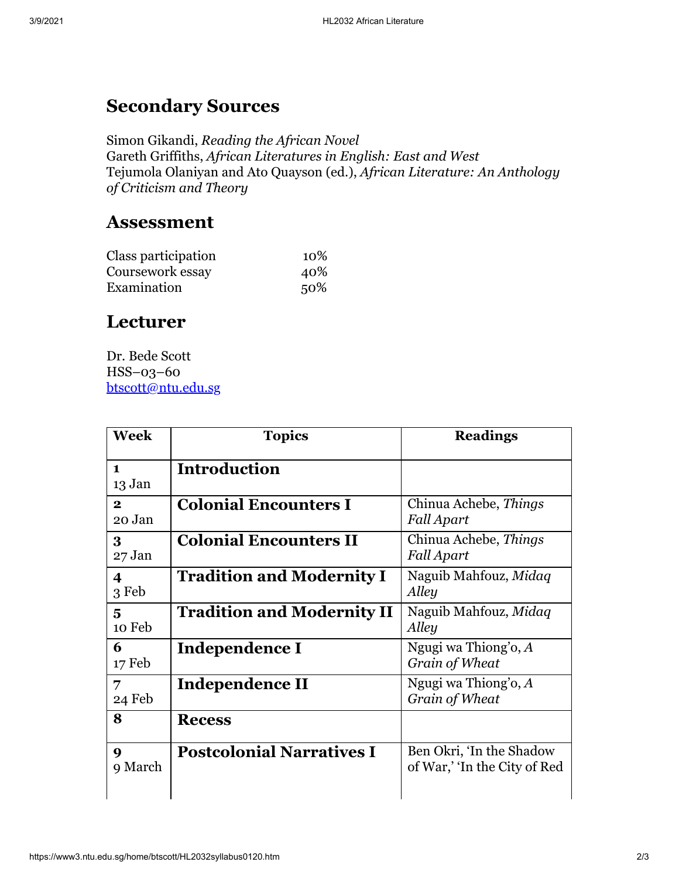## Secondary Sources

Simon Gikandi, *Reading the African Novel*
Gareth Griffiths, *African Literatures in English: East and West*
Tejumola Olaniyan and Ato Quayson (ed.), *African Literature: An Anthology of Criticism and Theory*

## Assessment

| | |
|---|---|
| Class participation | 10% |
| Coursework essay | 40% |
| Examination | 50% |

## Lecturer

Dr. Bede Scott
HSS–03–60
btscott@ntu.edu.sg

| Week | Topics | Readings |
|---|---|---|
| **1** 13 Jan | **Introduction** | |
| **2** 20 Jan | **Colonial Encounters I** | Chinua Achebe, *Things Fall Apart* |
| **3** 27 Jan | **Colonial Encounters II** | Chinua Achebe, *Things Fall Apart* |
| **4** 3 Feb | **Tradition and Modernity I** | Naguib Mahfouz, *Midaq Alley* |
| **5** 10 Feb | **Tradition and Modernity II** | Naguib Mahfouz, *Midaq Alley* |
| **6** 17 Feb | **Independence I** | Ngugi wa Thiong'o, *A Grain of Wheat* |
| **7** 24 Feb | **Independence II** | Ngugi wa Thiong'o, *A Grain of Wheat* |
| **8** | **Recess** | |
| **9** 9 March | **Postcolonial Narratives I** | Ben Okri, 'In the Shadow of War,' 'In the City of Red |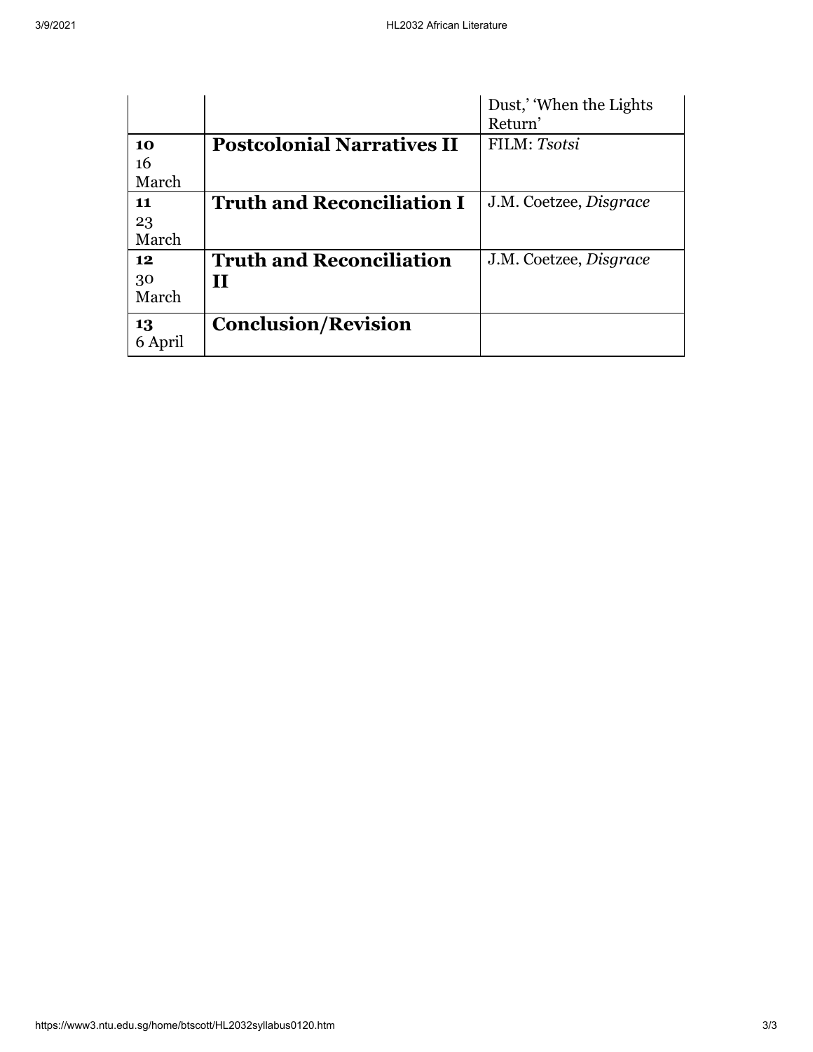| | | |
|---|---|---|
| | | Dust,' 'When the Lights Return' |
| **10** 16 March | **Postcolonial Narratives II** | FILM: *Tsotsi* |
| **11** 23 March | **Truth and Reconciliation I** | J.M. Coetzee, *Disgrace* |
| **12** 30 March | **Truth and Reconciliation II** | J.M. Coetzee, *Disgrace* |
| **13** 6 April | **Conclusion/Revision** | |